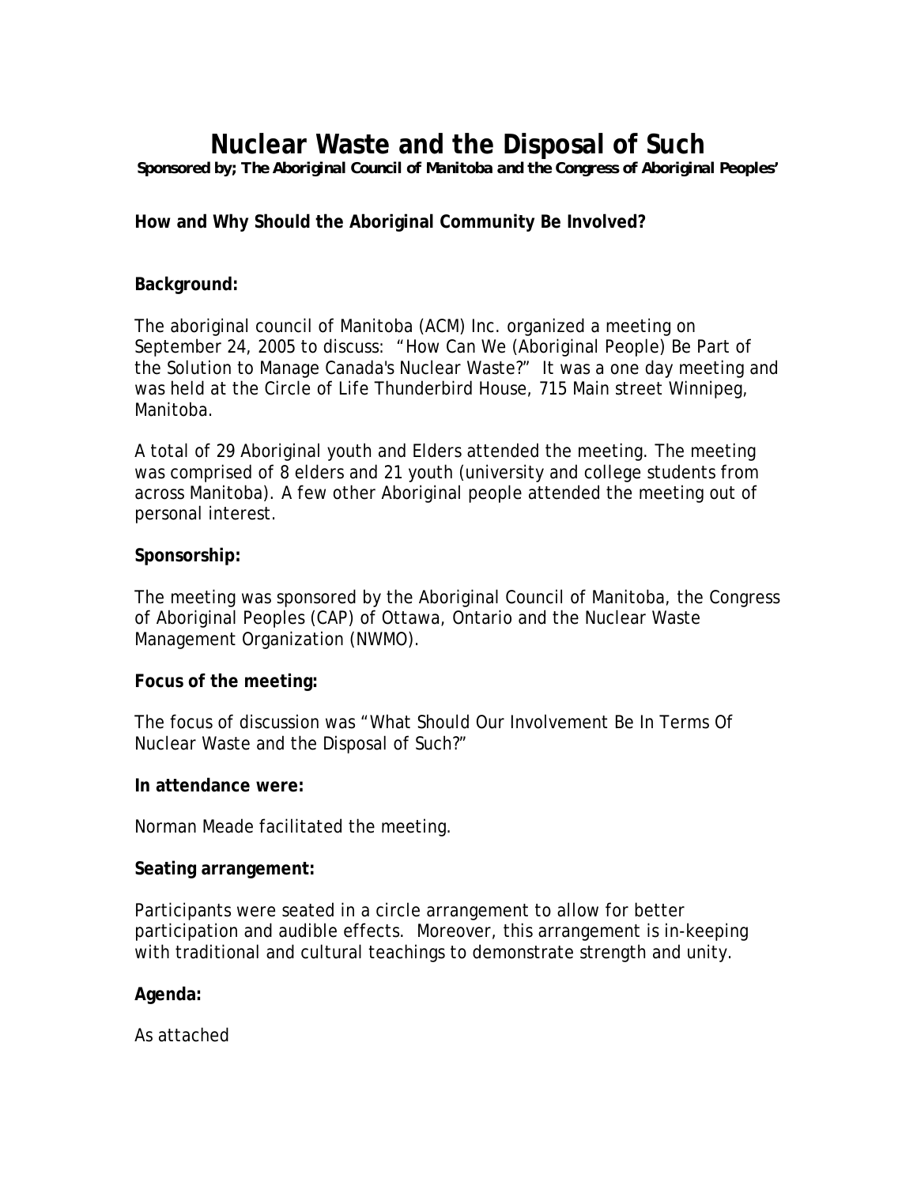# Nuclear Waste and the Disposal of Such

***Sponsored by; The Aboriginal Council of Manitoba and the Congress of Aboriginal Peoples'***

**How and Why Should the Aboriginal Community Be Involved?**

**Background:**

The aboriginal council of Manitoba (ACM) Inc. organized a meeting on September 24, 2005 to discuss: "How Can We (Aboriginal People) Be Part of the Solution to Manage Canada's Nuclear Waste?" It was a one day meeting and was held at the Circle of Life Thunderbird House, 715 Main street Winnipeg, Manitoba.

A total of 29 Aboriginal youth and Elders attended the meeting. The meeting was comprised of 8 elders and 21 youth (university and college students from across Manitoba). A few other Aboriginal people attended the meeting out of personal interest.

**Sponsorship:**

The meeting was sponsored by the Aboriginal Council of Manitoba, the Congress of Aboriginal Peoples (CAP) of Ottawa, Ontario and the Nuclear Waste Management Organization (NWMO).

**Focus of the meeting:**

The focus of discussion was "What Should Our Involvement Be In Terms Of Nuclear Waste and the Disposal of Such?"

**In attendance were:**

Norman Meade facilitated the meeting.

**Seating arrangement:**

Participants were seated in a circle arrangement to allow for better participation and audible effects. Moreover, this arrangement is in-keeping with traditional and cultural teachings to demonstrate strength and unity.

**Agenda:**

As attached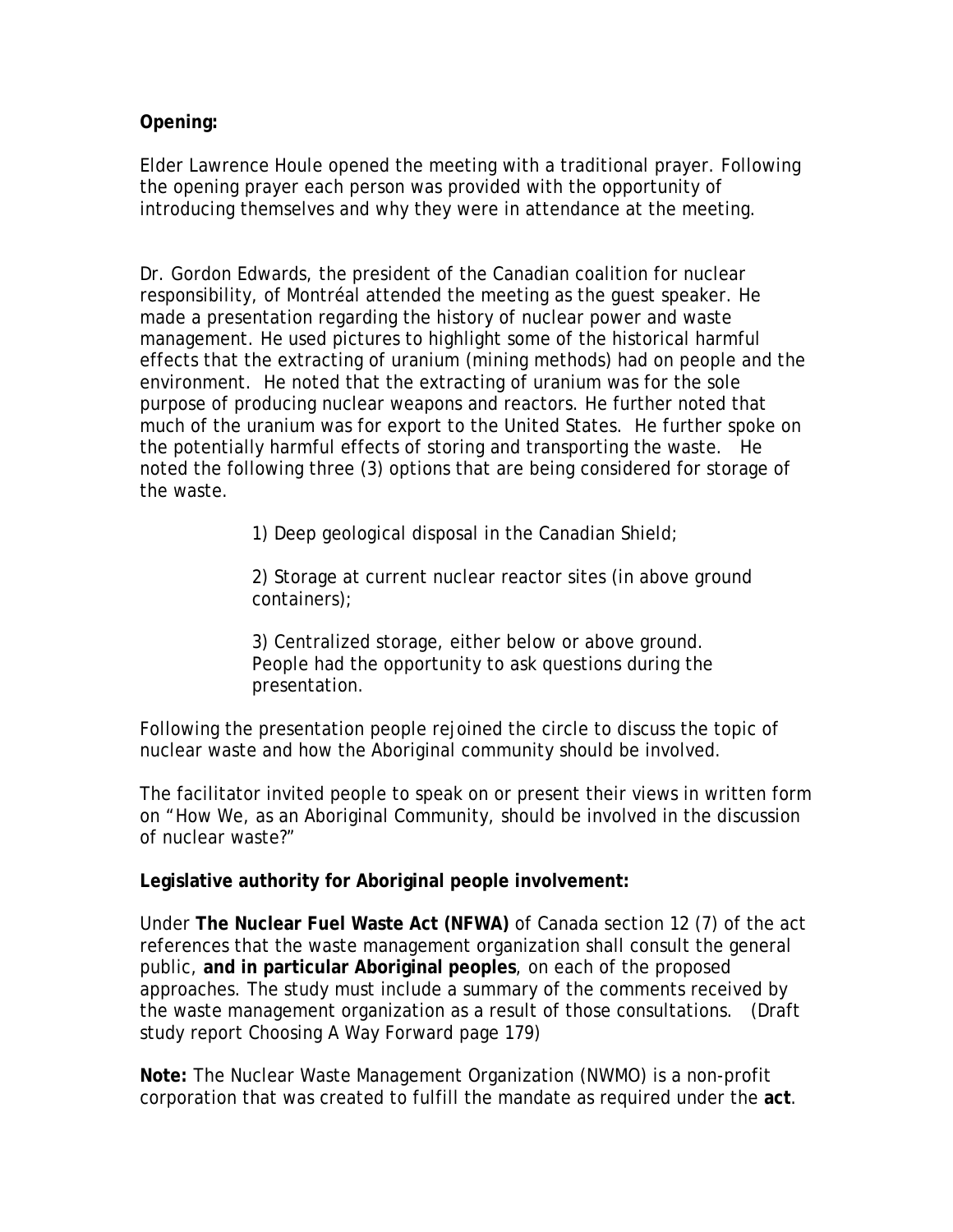**Opening:**

Elder Lawrence Houle opened the meeting with a traditional prayer. Following the opening prayer each person was provided with the opportunity of introducing themselves and why they were in attendance at the meeting.

Dr. Gordon Edwards, the president of the Canadian coalition for nuclear responsibility, of Montréal attended the meeting as the guest speaker. He made a presentation regarding the history of nuclear power and waste management. He used pictures to highlight some of the historical harmful effects that the extracting of uranium (mining methods) had on people and the environment. He noted that the extracting of uranium was for the sole purpose of producing nuclear weapons and reactors. He further noted that much of the uranium was for export to the United States. He further spoke on the potentially harmful effects of storing and transporting the waste. He noted the following three (3) options that are being considered for storage of the waste.

> 1) Deep geological disposal in the Canadian Shield;
>
> 2) Storage at current nuclear reactor sites (in above ground containers);
>
> 3) Centralized storage, either below or above ground. People had the opportunity to ask questions during the presentation.

Following the presentation people rejoined the circle to discuss the topic of nuclear waste and how the Aboriginal community should be involved.

The facilitator invited people to speak on or present their views in written form on "How We, as an Aboriginal Community, should be involved in the discussion of nuclear waste?"

**Legislative authority for Aboriginal people involvement:**

Under **The Nuclear Fuel Waste Act (NFWA)** of Canada section 12 (7) of the act references that the waste management organization shall consult the general public, **and in particular Aboriginal peoples**, on each of the proposed approaches. The study must include a summary of the comments received by the waste management organization as a result of those consultations. (Draft study report Choosing A Way Forward page 179)

**Note:** The Nuclear Waste Management Organization (NWMO) is a non-profit corporation that was created to fulfill the mandate as required under the **act**.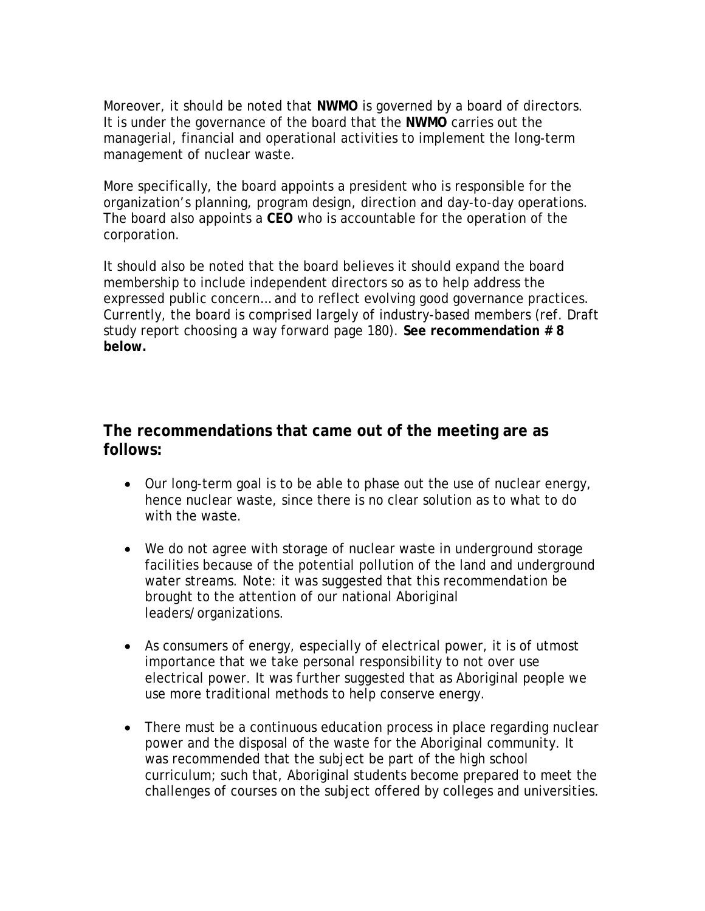Moreover, it should be noted that **NWMO** is governed by a board of directors. It is under the governance of the board that the **NWMO** carries out the managerial, financial and operational activities to implement the long-term management of nuclear waste.

More specifically, the board appoints a president who is responsible for the organization's planning, program design, direction and day-to-day operations. The board also appoints a **CEO** who is accountable for the operation of the corporation.

It should also be noted that the board believes it should expand the board membership to include independent directors so as to help address the expressed public concern… and to reflect evolving good governance practices. Currently, the board is comprised largely of industry-based members (ref. Draft study report choosing a way forward page 180). **See recommendation # 8 below.**

## The recommendations that came out of the meeting are as follows:

- Our long-term goal is to be able to phase out the use of nuclear energy, hence nuclear waste, since there is no clear solution as to what to do with the waste.
- We do not agree with storage of nuclear waste in underground storage facilities because of the potential pollution of the land and underground water streams. Note: it was suggested that this recommendation be brought to the attention of our national Aboriginal leaders/organizations.
- As consumers of energy, especially of electrical power, it is of utmost importance that we take personal responsibility to not over use electrical power. It was further suggested that as Aboriginal people we use more traditional methods to help conserve energy.
- There must be a continuous education process in place regarding nuclear power and the disposal of the waste for the Aboriginal community. It was recommended that the subject be part of the high school curriculum; such that, Aboriginal students become prepared to meet the challenges of courses on the subject offered by colleges and universities.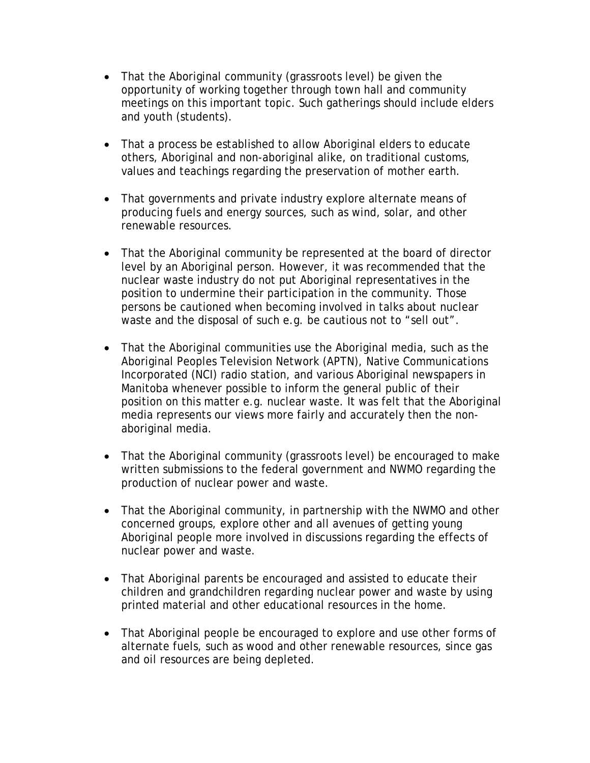- That the Aboriginal community (grassroots level) be given the opportunity of working together through town hall and community meetings on this important topic. Such gatherings should include elders and youth (students).

- That a process be established to allow Aboriginal elders to educate others, Aboriginal and non-aboriginal alike, on traditional customs, values and teachings regarding the preservation of mother earth.

- That governments and private industry explore alternate means of producing fuels and energy sources, such as wind, solar, and other renewable resources.

- That the Aboriginal community be represented at the board of director level by an Aboriginal person. However, it was recommended that the nuclear waste industry do not put Aboriginal representatives in the position to undermine their participation in the community. Those persons be cautioned when becoming involved in talks about nuclear waste and the disposal of such e.g. be cautious not to "sell out".

- That the Aboriginal communities use the Aboriginal media, such as the Aboriginal Peoples Television Network (APTN), Native Communications Incorporated (NCI) radio station, and various Aboriginal newspapers in Manitoba whenever possible to inform the general public of their position on this matter e.g. nuclear waste. It was felt that the Aboriginal media represents our views more fairly and accurately then the non-aboriginal media.

- That the Aboriginal community (grassroots level) be encouraged to make written submissions to the federal government and NWMO regarding the production of nuclear power and waste.

- That the Aboriginal community, in partnership with the NWMO and other concerned groups, explore other and all avenues of getting young Aboriginal people more involved in discussions regarding the effects of nuclear power and waste.

- That Aboriginal parents be encouraged and assisted to educate their children and grandchildren regarding nuclear power and waste by using printed material and other educational resources in the home.

- That Aboriginal people be encouraged to explore and use other forms of alternate fuels, such as wood and other renewable resources, since gas and oil resources are being depleted.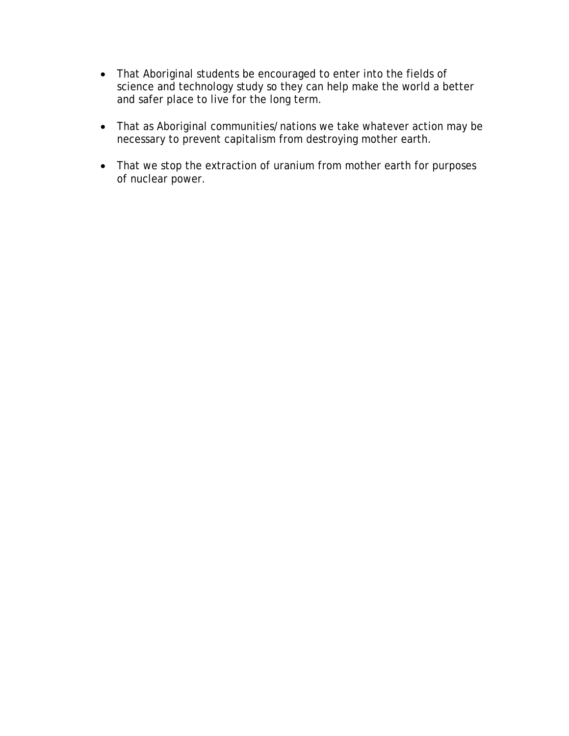- That Aboriginal students be encouraged to enter into the fields of science and technology study so they can help make the world a better and safer place to live for the long term.

- That as Aboriginal communities/nations we take whatever action may be necessary to prevent capitalism from destroying mother earth.

- That we stop the extraction of uranium from mother earth for purposes of nuclear power.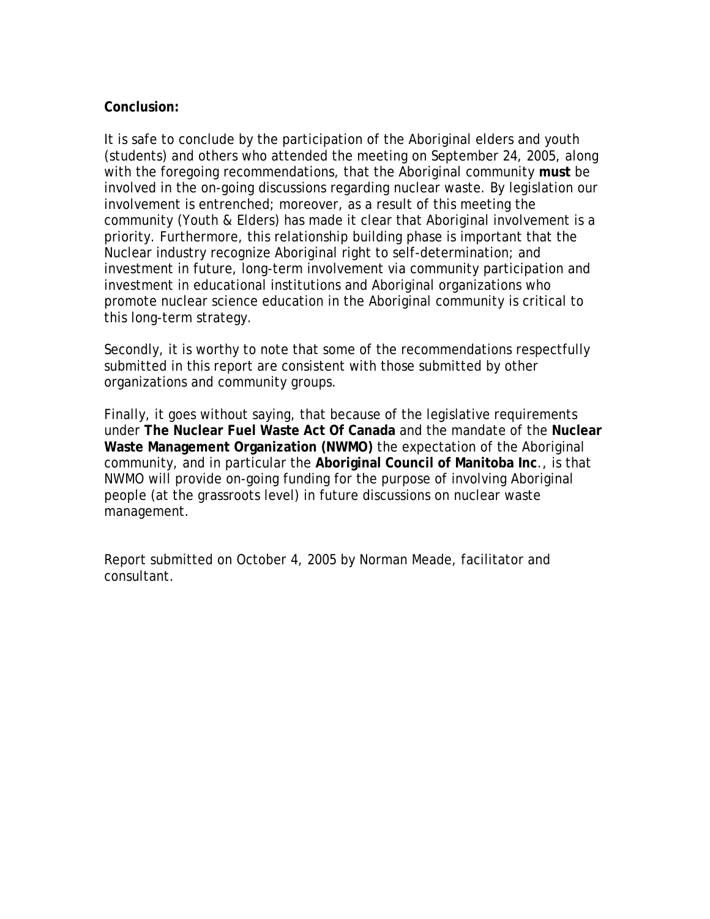**Conclusion:**

It is safe to conclude by the participation of the Aboriginal elders and youth (students) and others who attended the meeting on September 24, 2005, along with the foregoing recommendations, that the Aboriginal community **must** be involved in the on-going discussions regarding nuclear waste. By legislation our involvement is entrenched; moreover, as a result of this meeting the community (Youth & Elders) has made it clear that Aboriginal involvement is a priority. Furthermore, this relationship building phase is important that the Nuclear industry recognize Aboriginal right to self-determination; and investment in future, long-term involvement via community participation and investment in educational institutions and Aboriginal organizations who promote nuclear science education in the Aboriginal community is critical to this long-term strategy.

Secondly, it is worthy to note that some of the recommendations respectfully submitted in this report are consistent with those submitted by other organizations and community groups.

Finally, it goes without saying, that because of the legislative requirements under **The Nuclear Fuel Waste Act Of Canada** and the mandate of the **Nuclear Waste Management Organization (NWMO)** the expectation of the Aboriginal community, and in particular the **Aboriginal Council of Manitoba Inc**., is that NWMO will provide on-going funding for the purpose of involving Aboriginal people (at the grassroots level) in future discussions on nuclear waste management.

Report submitted on October 4, 2005 by Norman Meade, facilitator and consultant.